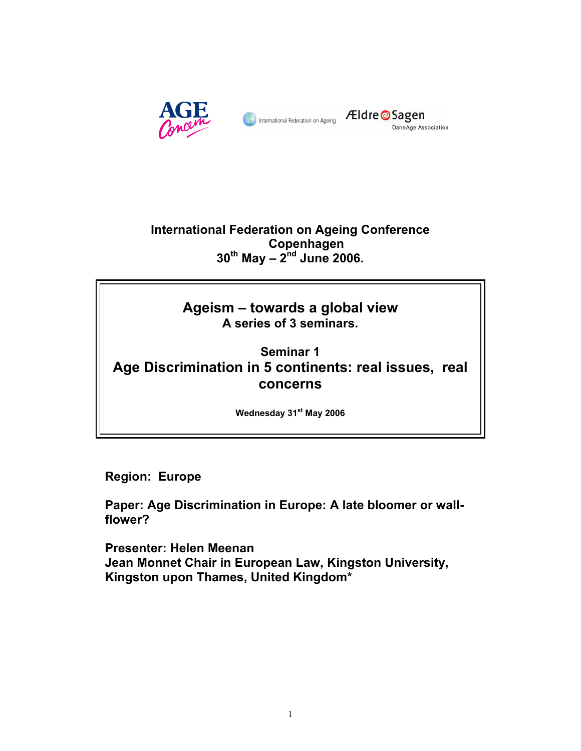AGE Concern | International Federation on Ageing | Ældre Sagen DaneAge Association

**International Federation on Ageing Conference**
**Copenhagen**
**30th May – 2nd June 2006.**

## Ageism – towards a global view

**A series of 3 seminars.**

### Seminar 1

### Age Discrimination in 5 continents: real issues, real concerns

**Wednesday 31st May 2006**

**Region: Europe**

**Paper: Age Discrimination in Europe: A late bloomer or wall-flower?**

**Presenter: Helen Meenan**
**Jean Monnet Chair in European Law, Kingston University, Kingston upon Thames, United Kingdom***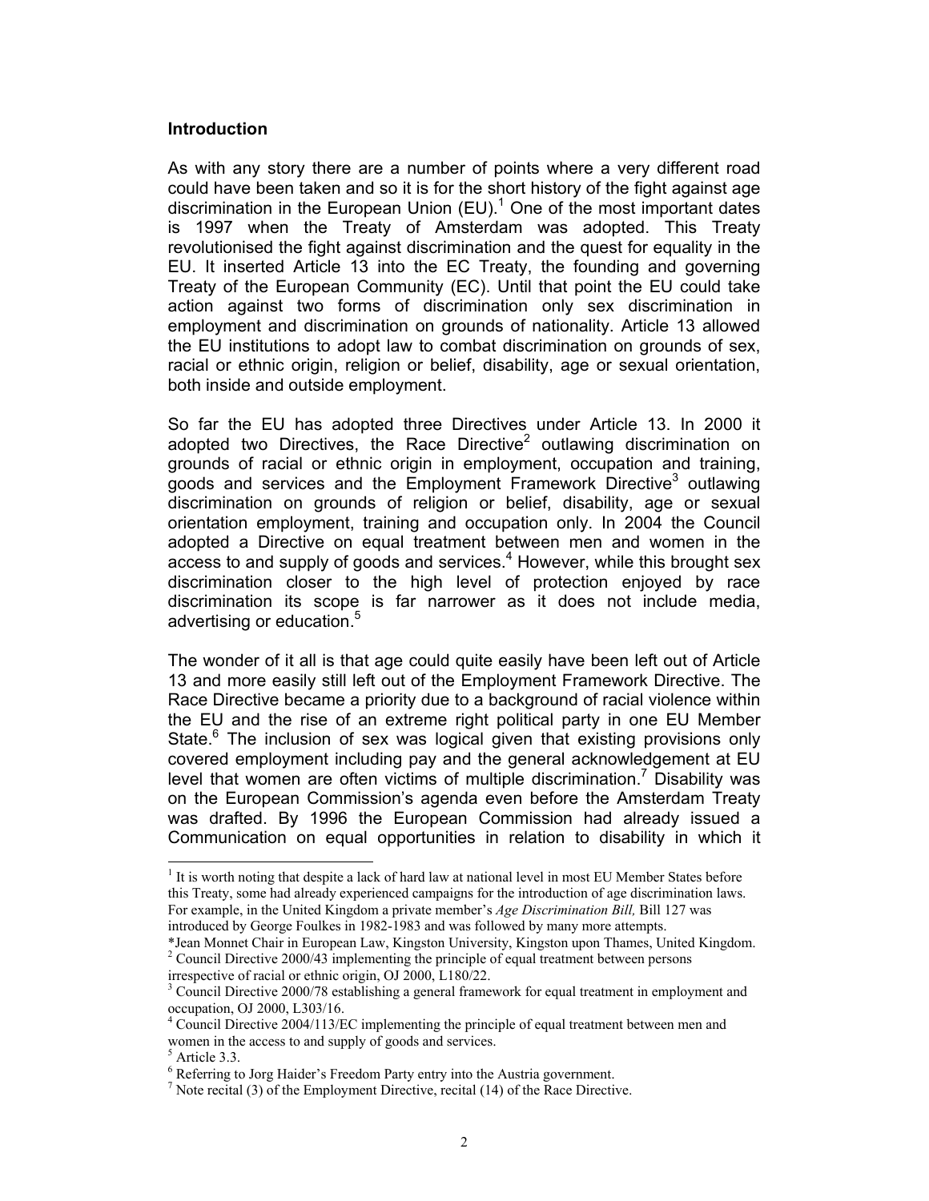## Introduction

As with any story there are a number of points where a very different road could have been taken and so it is for the short history of the fight against age discrimination in the European Union (EU).[1] One of the most important dates is 1997 when the Treaty of Amsterdam was adopted. This Treaty revolutionised the fight against discrimination and the quest for equality in the EU. It inserted Article 13 into the EC Treaty, the founding and governing Treaty of the European Community (EC). Until that point the EU could take action against two forms of discrimination only sex discrimination in employment and discrimination on grounds of nationality. Article 13 allowed the EU institutions to adopt law to combat discrimination on grounds of sex, racial or ethnic origin, religion or belief, disability, age or sexual orientation, both inside and outside employment.

So far the EU has adopted three Directives under Article 13. In 2000 it adopted two Directives, the Race Directive[2] outlawing discrimination on grounds of racial or ethnic origin in employment, occupation and training, goods and services and the Employment Framework Directive[3] outlawing discrimination on grounds of religion or belief, disability, age or sexual orientation employment, training and occupation only. In 2004 the Council adopted a Directive on equal treatment between men and women in the access to and supply of goods and services.[4] However, while this brought sex discrimination closer to the high level of protection enjoyed by race discrimination its scope is far narrower as it does not include media, advertising or education.[5]

The wonder of it all is that age could quite easily have been left out of Article 13 and more easily still left out of the Employment Framework Directive. The Race Directive became a priority due to a background of racial violence within the EU and the rise of an extreme right political party in one EU Member State.[6] The inclusion of sex was logical given that existing provisions only covered employment including pay and the general acknowledgement at EU level that women are often victims of multiple discrimination.[7] Disability was on the European Commission's agenda even before the Amsterdam Treaty was drafted. By 1996 the European Commission had already issued a Communication on equal opportunities in relation to disability in which it

---

[1] It is worth noting that despite a lack of hard law at national level in most EU Member States before this Treaty, some had already experienced campaigns for the introduction of age discrimination laws. For example, in the United Kingdom a private member's *Age Discrimination Bill,* Bill 127 was introduced by George Foulkes in 1982-1983 and was followed by many more attempts.

*Jean Monnet Chair in European Law, Kingston University, Kingston upon Thames, United Kingdom.

[2] Council Directive 2000/43 implementing the principle of equal treatment between persons irrespective of racial or ethnic origin, OJ 2000, L180/22.

[3] Council Directive 2000/78 establishing a general framework for equal treatment in employment and occupation, OJ 2000, L303/16.

[4] Council Directive 2004/113/EC implementing the principle of equal treatment between men and women in the access to and supply of goods and services.

[5] Article 3.3.

[6] Referring to Jorg Haider's Freedom Party entry into the Austria government.

[7] Note recital (3) of the Employment Directive, recital (14) of the Race Directive.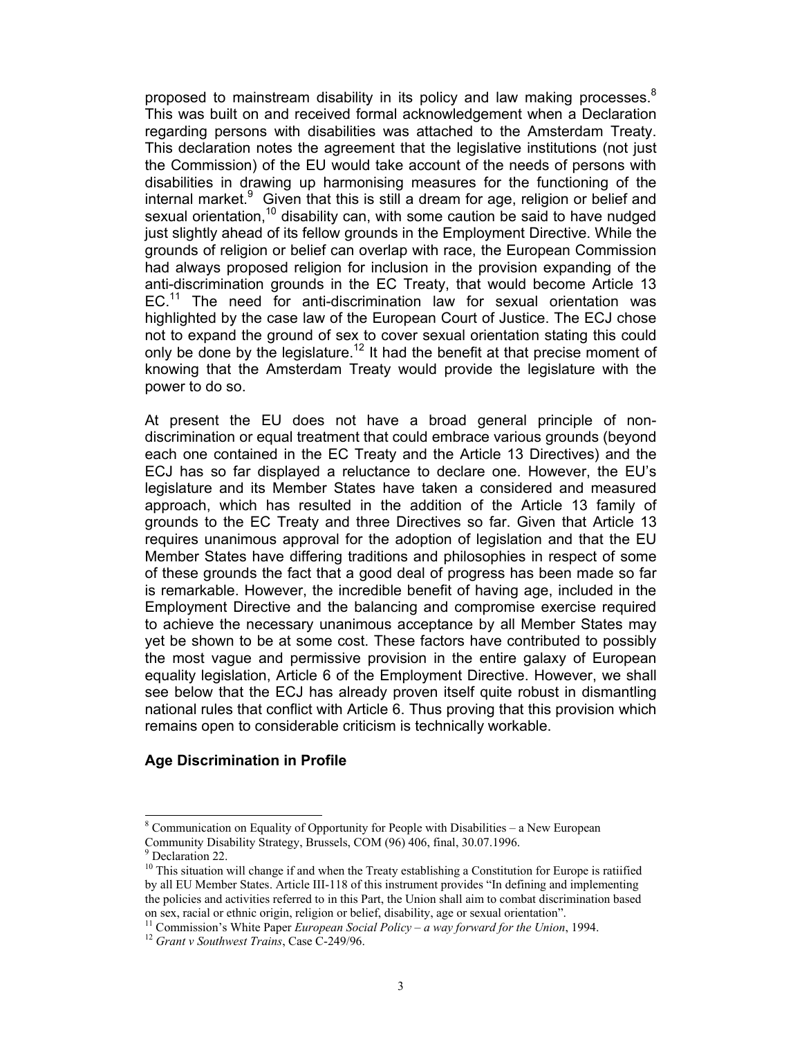proposed to mainstream disability in its policy and law making processes.[8] This was built on and received formal acknowledgement when a Declaration regarding persons with disabilities was attached to the Amsterdam Treaty. This declaration notes the agreement that the legislative institutions (not just the Commission) of the EU would take account of the needs of persons with disabilities in drawing up harmonising measures for the functioning of the internal market.[9] Given that this is still a dream for age, religion or belief and sexual orientation,[10] disability can, with some caution be said to have nudged just slightly ahead of its fellow grounds in the Employment Directive. While the grounds of religion or belief can overlap with race, the European Commission had always proposed religion for inclusion in the provision expanding of the anti-discrimination grounds in the EC Treaty, that would become Article 13 EC.[11] The need for anti-discrimination law for sexual orientation was highlighted by the case law of the European Court of Justice. The ECJ chose not to expand the ground of sex to cover sexual orientation stating this could only be done by the legislature.[12] It had the benefit at that precise moment of knowing that the Amsterdam Treaty would provide the legislature with the power to do so.

At present the EU does not have a broad general principle of non-discrimination or equal treatment that could embrace various grounds (beyond each one contained in the EC Treaty and the Article 13 Directives) and the ECJ has so far displayed a reluctance to declare one. However, the EU's legislature and its Member States have taken a considered and measured approach, which has resulted in the addition of the Article 13 family of grounds to the EC Treaty and three Directives so far. Given that Article 13 requires unanimous approval for the adoption of legislation and that the EU Member States have differing traditions and philosophies in respect of some of these grounds the fact that a good deal of progress has been made so far is remarkable. However, the incredible benefit of having age, included in the Employment Directive and the balancing and compromise exercise required to achieve the necessary unanimous acceptance by all Member States may yet be shown to be at some cost. These factors have contributed to possibly the most vague and permissive provision in the entire galaxy of European equality legislation, Article 6 of the Employment Directive. However, we shall see below that the ECJ has already proven itself quite robust in dismantling national rules that conflict with Article 6. Thus proving that this provision which remains open to considerable criticism is technically workable.

**Age Discrimination in Profile**

---

[8] Communication on Equality of Opportunity for People with Disabilities – a New European Community Disability Strategy, Brussels, COM (96) 406, final, 30.07.1996.

[9] Declaration 22.

[10] This situation will change if and when the Treaty establishing a Constitution for Europe is ratiified by all EU Member States. Article III-118 of this instrument provides "In defining and implementing the policies and activities referred to in this Part, the Union shall aim to combat discrimination based on sex, racial or ethnic origin, religion or belief, disability, age or sexual orientation".

[11] Commission's White Paper *European Social Policy – a way forward for the Union*, 1994.

[12] *Grant v Southwest Trains*, Case C-249/96.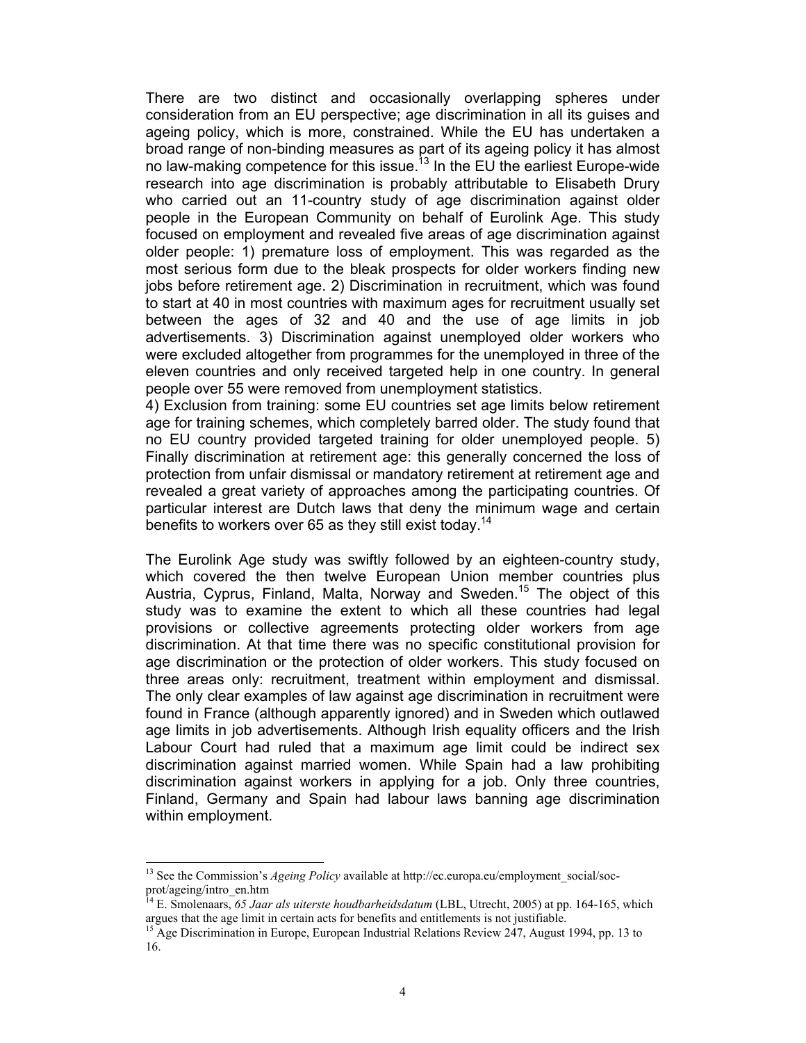There are two distinct and occasionally overlapping spheres under consideration from an EU perspective; age discrimination in all its guises and ageing policy, which is more, constrained. While the EU has undertaken a broad range of non-binding measures as part of its ageing policy it has almost no law-making competence for this issue.[13] In the EU the earliest Europe-wide research into age discrimination is probably attributable to Elisabeth Drury who carried out an 11-country study of age discrimination against older people in the European Community on behalf of Eurolink Age. This study focused on employment and revealed five areas of age discrimination against older people: 1) premature loss of employment. This was regarded as the most serious form due to the bleak prospects for older workers finding new jobs before retirement age. 2) Discrimination in recruitment, which was found to start at 40 in most countries with maximum ages for recruitment usually set between the ages of 32 and 40 and the use of age limits in job advertisements. 3) Discrimination against unemployed older workers who were excluded altogether from programmes for the unemployed in three of the eleven countries and only received targeted help in one country. In general people over 55 were removed from unemployment statistics.

4) Exclusion from training: some EU countries set age limits below retirement age for training schemes, which completely barred older. The study found that no EU country provided targeted training for older unemployed people. 5) Finally discrimination at retirement age: this generally concerned the loss of protection from unfair dismissal or mandatory retirement at retirement age and revealed a great variety of approaches among the participating countries. Of particular interest are Dutch laws that deny the minimum wage and certain benefits to workers over 65 as they still exist today.[14]

The Eurolink Age study was swiftly followed by an eighteen-country study, which covered the then twelve European Union member countries plus Austria, Cyprus, Finland, Malta, Norway and Sweden.[15] The object of this study was to examine the extent to which all these countries had legal provisions or collective agreements protecting older workers from age discrimination. At that time there was no specific constitutional provision for age discrimination or the protection of older workers. This study focused on three areas only: recruitment, treatment within employment and dismissal. The only clear examples of law against age discrimination in recruitment were found in France (although apparently ignored) and in Sweden which outlawed age limits in job advertisements. Although Irish equality officers and the Irish Labour Court had ruled that a maximum age limit could be indirect sex discrimination against married women. While Spain had a law prohibiting discrimination against workers in applying for a job. Only three countries, Finland, Germany and Spain had labour laws banning age discrimination within employment.

---

[13] See the Commission's *Ageing Policy* available at http://ec.europa.eu/employment_social/soc-prot/ageing/intro_en.htm

[14] E. Smolenaars, *65 Jaar als uiterste houdbarheidsdatum* (LBL, Utrecht, 2005) at pp. 164-165, which argues that the age limit in certain acts for benefits and entitlements is not justifiable.

[15] Age Discrimination in Europe, European Industrial Relations Review 247, August 1994, pp. 13 to 16.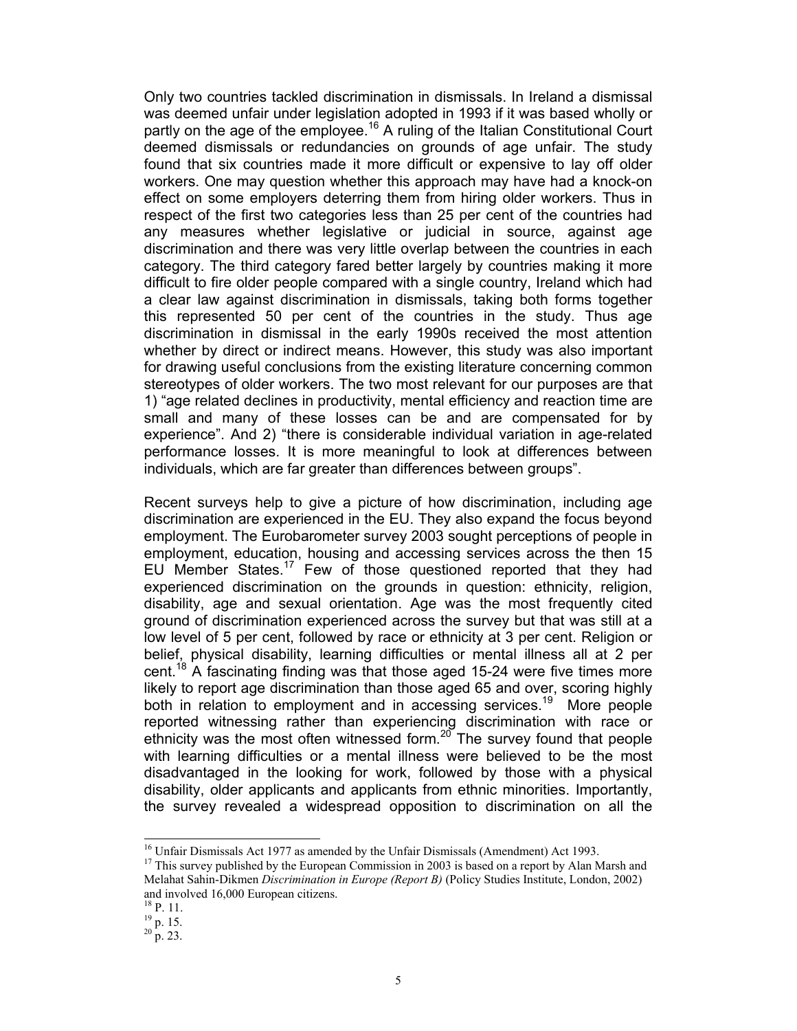Only two countries tackled discrimination in dismissals. In Ireland a dismissal was deemed unfair under legislation adopted in 1993 if it was based wholly or partly on the age of the employee.[16] A ruling of the Italian Constitutional Court deemed dismissals or redundancies on grounds of age unfair. The study found that six countries made it more difficult or expensive to lay off older workers. One may question whether this approach may have had a knock-on effect on some employers deterring them from hiring older workers. Thus in respect of the first two categories less than 25 per cent of the countries had any measures whether legislative or judicial in source, against age discrimination and there was very little overlap between the countries in each category. The third category fared better largely by countries making it more difficult to fire older people compared with a single country, Ireland which had a clear law against discrimination in dismissals, taking both forms together this represented 50 per cent of the countries in the study. Thus age discrimination in dismissal in the early 1990s received the most attention whether by direct or indirect means. However, this study was also important for drawing useful conclusions from the existing literature concerning common stereotypes of older workers. The two most relevant for our purposes are that 1) "age related declines in productivity, mental efficiency and reaction time are small and many of these losses can be and are compensated for by experience". And 2) "there is considerable individual variation in age-related performance losses. It is more meaningful to look at differences between individuals, which are far greater than differences between groups".

Recent surveys help to give a picture of how discrimination, including age discrimination are experienced in the EU. They also expand the focus beyond employment. The Eurobarometer survey 2003 sought perceptions of people in employment, education, housing and accessing services across the then 15 EU Member States.[17] Few of those questioned reported that they had experienced discrimination on the grounds in question: ethnicity, religion, disability, age and sexual orientation. Age was the most frequently cited ground of discrimination experienced across the survey but that was still at a low level of 5 per cent, followed by race or ethnicity at 3 per cent. Religion or belief, physical disability, learning difficulties or mental illness all at 2 per cent.[18] A fascinating finding was that those aged 15-24 were five times more likely to report age discrimination than those aged 65 and over, scoring highly both in relation to employment and in accessing services.[19] More people reported witnessing rather than experiencing discrimination with race or ethnicity was the most often witnessed form.[20] The survey found that people with learning difficulties or a mental illness were believed to be the most disadvantaged in the looking for work, followed by those with a physical disability, older applicants and applicants from ethnic minorities. Importantly, the survey revealed a widespread opposition to discrimination on all the

---

[16] Unfair Dismissals Act 1977 as amended by the Unfair Dismissals (Amendment) Act 1993.

[17] This survey published by the European Commission in 2003 is based on a report by Alan Marsh and Melahat Sahin-Dikmen *Discrimination in Europe (Report B)* (Policy Studies Institute, London, 2002) and involved 16,000 European citizens.

[18] P. 11.

[19] p. 15.

[20] p. 23.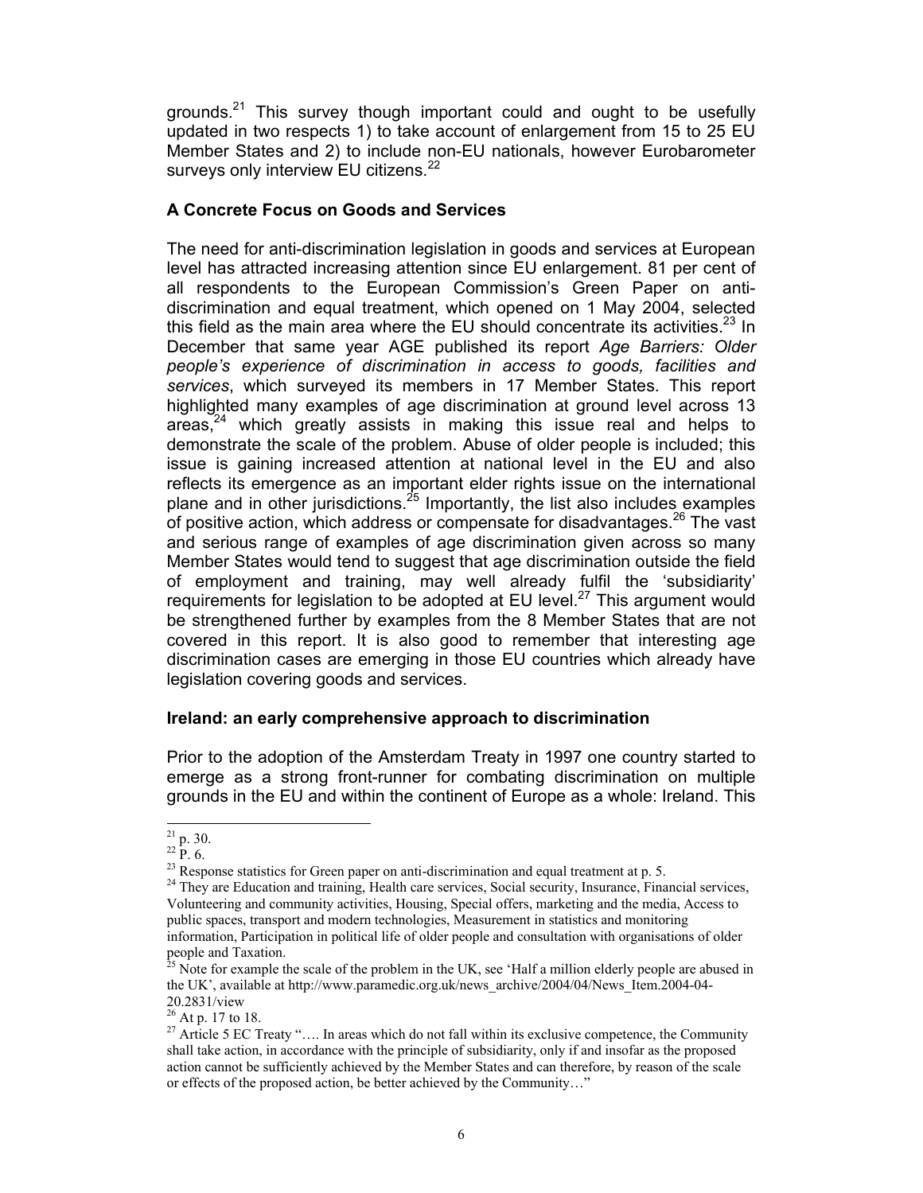grounds.[21] This survey though important could and ought to be usefully updated in two respects 1) to take account of enlargement from 15 to 25 EU Member States and 2) to include non-EU nationals, however Eurobarometer surveys only interview EU citizens.[22]

### A Concrete Focus on Goods and Services

The need for anti-discrimination legislation in goods and services at European level has attracted increasing attention since EU enlargement. 81 per cent of all respondents to the European Commission's Green Paper on anti-discrimination and equal treatment, which opened on 1 May 2004, selected this field as the main area where the EU should concentrate its activities.[23] In December that same year AGE published its report *Age Barriers: Older people's experience of discrimination in access to goods, facilities and services*, which surveyed its members in 17 Member States. This report highlighted many examples of age discrimination at ground level across 13 areas,[24] which greatly assists in making this issue real and helps to demonstrate the scale of the problem. Abuse of older people is included; this issue is gaining increased attention at national level in the EU and also reflects its emergence as an important elder rights issue on the international plane and in other jurisdictions.[25] Importantly, the list also includes examples of positive action, which address or compensate for disadvantages.[26] The vast and serious range of examples of age discrimination given across so many Member States would tend to suggest that age discrimination outside the field of employment and training, may well already fulfil the 'subsidiarity' requirements for legislation to be adopted at EU level.[27] This argument would be strengthened further by examples from the 8 Member States that are not covered in this report. It is also good to remember that interesting age discrimination cases are emerging in those EU countries which already have legislation covering goods and services.

### Ireland: an early comprehensive approach to discrimination

Prior to the adoption of the Amsterdam Treaty in 1997 one country started to emerge as a strong front-runner for combating discrimination on multiple grounds in the EU and within the continent of Europe as a whole: Ireland. This

---

[21] p. 30.

[22] P. 6.

[23] Response statistics for Green paper on anti-discrimination and equal treatment at p. 5.

[24] They are Education and training, Health care services, Social security, Insurance, Financial services, Volunteering and community activities, Housing, Special offers, marketing and the media, Access to public spaces, transport and modern technologies, Measurement in statistics and monitoring information, Participation in political life of older people and consultation with organisations of older people and Taxation.

[25] Note for example the scale of the problem in the UK, see 'Half a million elderly people are abused in the UK', available at http://www.paramedic.org.uk/news_archive/2004/04/News_Item.2004-04-20.2831/view

[26] At p. 17 to 18.

[27] Article 5 EC Treaty "…. In areas which do not fall within its exclusive competence, the Community shall take action, in accordance with the principle of subsidiarity, only if and insofar as the proposed action cannot be sufficiently achieved by the Member States and can therefore, by reason of the scale or effects of the proposed action, be better achieved by the Community…"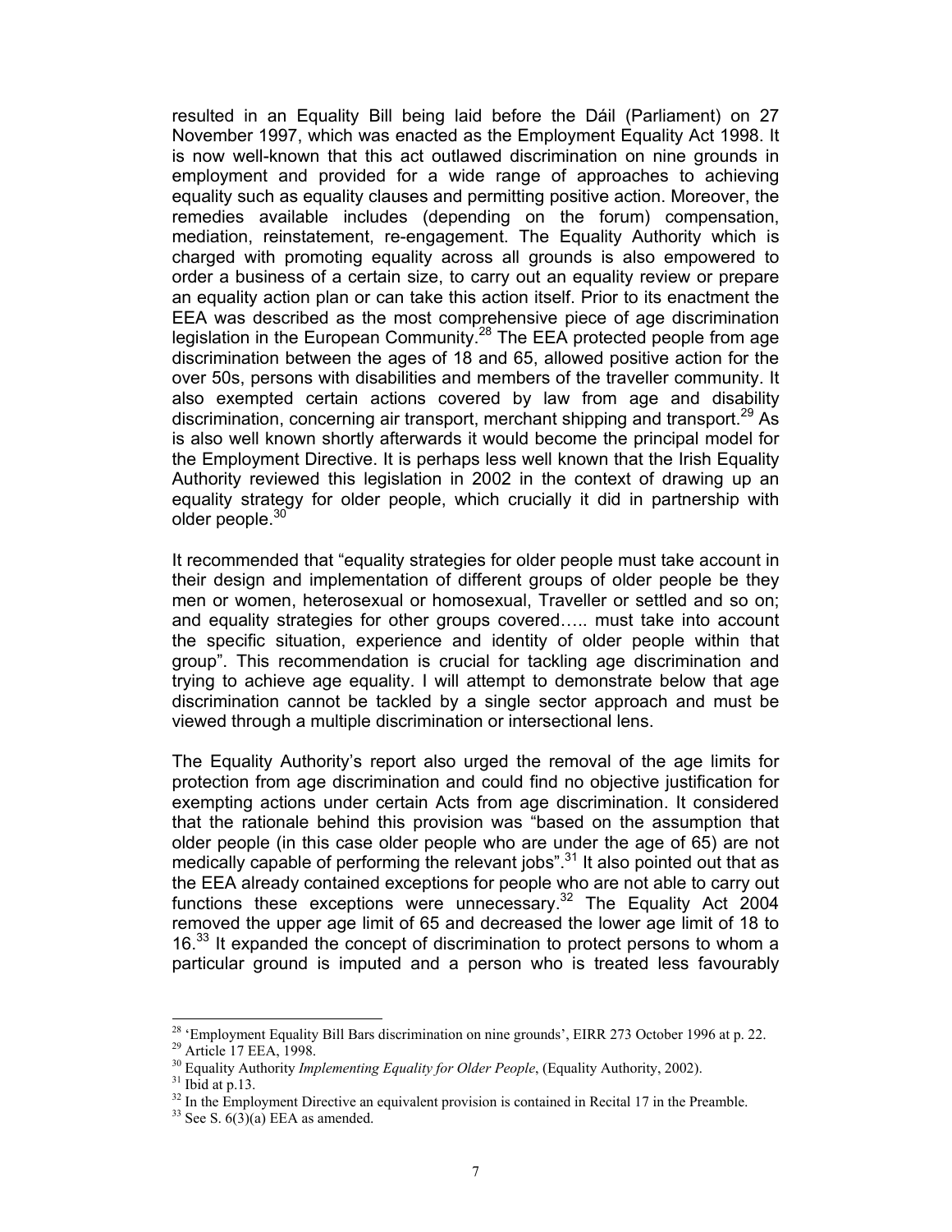resulted in an Equality Bill being laid before the Dáil (Parliament) on 27 November 1997, which was enacted as the Employment Equality Act 1998. It is now well-known that this act outlawed discrimination on nine grounds in employment and provided for a wide range of approaches to achieving equality such as equality clauses and permitting positive action. Moreover, the remedies available includes (depending on the forum) compensation, mediation, reinstatement, re-engagement. The Equality Authority which is charged with promoting equality across all grounds is also empowered to order a business of a certain size, to carry out an equality review or prepare an equality action plan or can take this action itself. Prior to its enactment the EEA was described as the most comprehensive piece of age discrimination legislation in the European Community.[28] The EEA protected people from age discrimination between the ages of 18 and 65, allowed positive action for the over 50s, persons with disabilities and members of the traveller community. It also exempted certain actions covered by law from age and disability discrimination, concerning air transport, merchant shipping and transport.[29] As is also well known shortly afterwards it would become the principal model for the Employment Directive. It is perhaps less well known that the Irish Equality Authority reviewed this legislation in 2002 in the context of drawing up an equality strategy for older people, which crucially it did in partnership with older people.[30]

It recommended that "equality strategies for older people must take account in their design and implementation of different groups of older people be they men or women, heterosexual or homosexual, Traveller or settled and so on; and equality strategies for other groups covered….. must take into account the specific situation, experience and identity of older people within that group". This recommendation is crucial for tackling age discrimination and trying to achieve age equality. I will attempt to demonstrate below that age discrimination cannot be tackled by a single sector approach and must be viewed through a multiple discrimination or intersectional lens.

The Equality Authority's report also urged the removal of the age limits for protection from age discrimination and could find no objective justification for exempting actions under certain Acts from age discrimination. It considered that the rationale behind this provision was "based on the assumption that older people (in this case older people who are under the age of 65) are not medically capable of performing the relevant jobs".[31] It also pointed out that as the EEA already contained exceptions for people who are not able to carry out functions these exceptions were unnecessary.[32] The Equality Act 2004 removed the upper age limit of 65 and decreased the lower age limit of 18 to 16.[33] It expanded the concept of discrimination to protect persons to whom a particular ground is imputed and a person who is treated less favourably

---

[28] 'Employment Equality Bill Bars discrimination on nine grounds', EIRR 273 October 1996 at p. 22.

[29] Article 17 EEA, 1998.

[30] Equality Authority *Implementing Equality for Older People*, (Equality Authority, 2002).

[31] Ibid at p.13.

[32] In the Employment Directive an equivalent provision is contained in Recital 17 in the Preamble.

[33] See S. 6(3)(a) EEA as amended.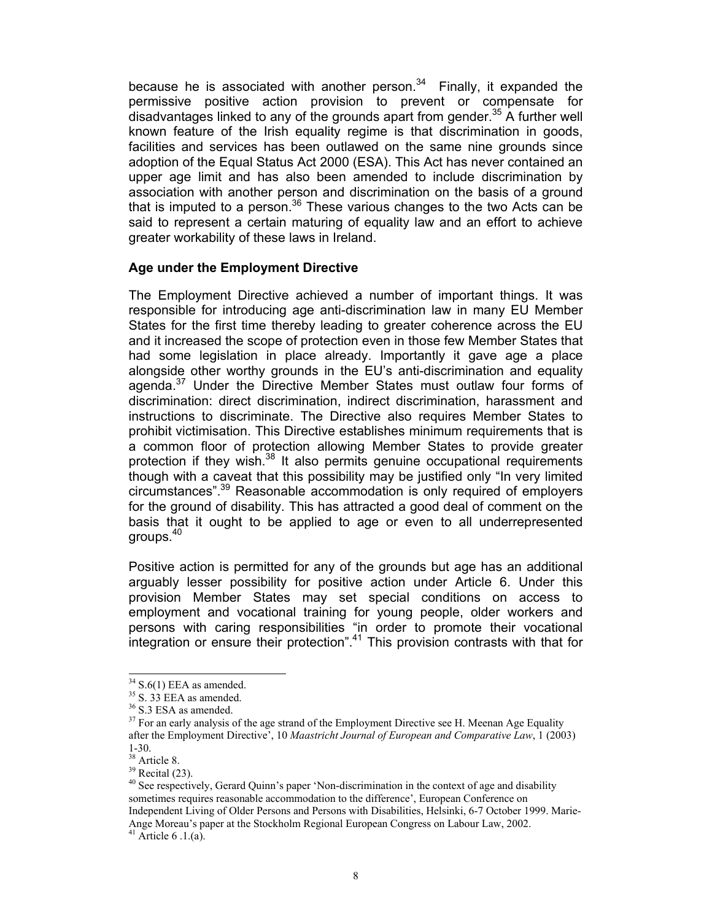because he is associated with another person.[34] Finally, it expanded the permissive positive action provision to prevent or compensate for disadvantages linked to any of the grounds apart from gender.[35] A further well known feature of the Irish equality regime is that discrimination in goods, facilities and services has been outlawed on the same nine grounds since adoption of the Equal Status Act 2000 (ESA). This Act has never contained an upper age limit and has also been amended to include discrimination by association with another person and discrimination on the basis of a ground that is imputed to a person.[36] These various changes to the two Acts can be said to represent a certain maturing of equality law and an effort to achieve greater workability of these laws in Ireland.

**Age under the Employment Directive**

The Employment Directive achieved a number of important things. It was responsible for introducing age anti-discrimination law in many EU Member States for the first time thereby leading to greater coherence across the EU and it increased the scope of protection even in those few Member States that had some legislation in place already. Importantly it gave age a place alongside other worthy grounds in the EU's anti-discrimination and equality agenda.[37] Under the Directive Member States must outlaw four forms of discrimination: direct discrimination, indirect discrimination, harassment and instructions to discriminate. The Directive also requires Member States to prohibit victimisation. This Directive establishes minimum requirements that is a common floor of protection allowing Member States to provide greater protection if they wish.[38] It also permits genuine occupational requirements though with a caveat that this possibility may be justified only "In very limited circumstances".[39] Reasonable accommodation is only required of employers for the ground of disability. This has attracted a good deal of comment on the basis that it ought to be applied to age or even to all underrepresented groups.[40]

Positive action is permitted for any of the grounds but age has an additional arguably lesser possibility for positive action under Article 6. Under this provision Member States may set special conditions on access to employment and vocational training for young people, older workers and persons with caring responsibilities "in order to promote their vocational integration or ensure their protection".[41] This provision contrasts with that for

---

[34] S.6(1) EEA as amended.

[35] S. 33 EEA as amended.

[36] S.3 ESA as amended.

[37] For an early analysis of the age strand of the Employment Directive see H. Meenan Age Equality after the Employment Directive', 10 *Maastricht Journal of European and Comparative Law*, 1 (2003) 1-30.

[38] Article 8.

[39] Recital (23).

[40] See respectively, Gerard Quinn's paper 'Non-discrimination in the context of age and disability sometimes requires reasonable accommodation to the difference', European Conference on Independent Living of Older Persons and Persons with Disabilities, Helsinki, 6-7 October 1999. Marie-Ange Moreau's paper at the Stockholm Regional European Congress on Labour Law, 2002.

[41] Article 6 .1.(a).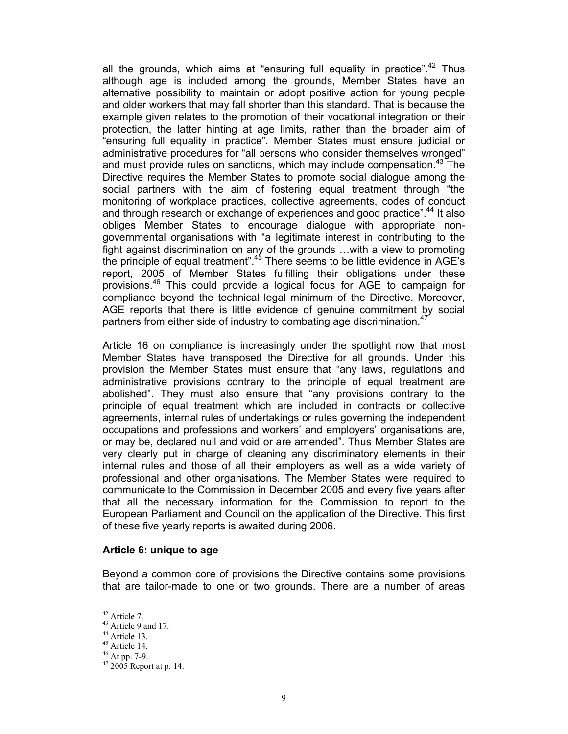all the grounds, which aims at "ensuring full equality in practice".[42] Thus although age is included among the grounds, Member States have an alternative possibility to maintain or adopt positive action for young people and older workers that may fall shorter than this standard. That is because the example given relates to the promotion of their vocational integration or their protection, the latter hinting at age limits, rather than the broader aim of "ensuring full equality in practice". Member States must ensure judicial or administrative procedures for "all persons who consider themselves wronged" and must provide rules on sanctions, which may include compensation.[43] The Directive requires the Member States to promote social dialogue among the social partners with the aim of fostering equal treatment through "the monitoring of workplace practices, collective agreements, codes of conduct and through research or exchange of experiences and good practice".[44] It also obliges Member States to encourage dialogue with appropriate non-governmental organisations with "a legitimate interest in contributing to the fight against discrimination on any of the grounds …with a view to promoting the principle of equal treatment".[45] There seems to be little evidence in AGE's report, 2005 of Member States fulfilling their obligations under these provisions.[46] This could provide a logical focus for AGE to campaign for compliance beyond the technical legal minimum of the Directive. Moreover, AGE reports that there is little evidence of genuine commitment by social partners from either side of industry to combating age discrimination.[47]

Article 16 on compliance is increasingly under the spotlight now that most Member States have transposed the Directive for all grounds. Under this provision the Member States must ensure that "any laws, regulations and administrative provisions contrary to the principle of equal treatment are abolished". They must also ensure that "any provisions contrary to the principle of equal treatment which are included in contracts or collective agreements, internal rules of undertakings or rules governing the independent occupations and professions and workers' and employers' organisations are, or may be, declared null and void or are amended". Thus Member States are very clearly put in charge of cleaning any discriminatory elements in their internal rules and those of all their employers as well as a wide variety of professional and other organisations. The Member States were required to communicate to the Commission in December 2005 and every five years after that all the necessary information for the Commission to report to the European Parliament and Council on the application of the Directive. This first of these five yearly reports is awaited during 2006.

### Article 6: unique to age

Beyond a common core of provisions the Directive contains some provisions that are tailor-made to one or two grounds. There are a number of areas

---

[42] Article 7.
[43] Article 9 and 17.
[44] Article 13.
[45] Article 14.
[46] At pp. 7-9.
[47] 2005 Report at p. 14.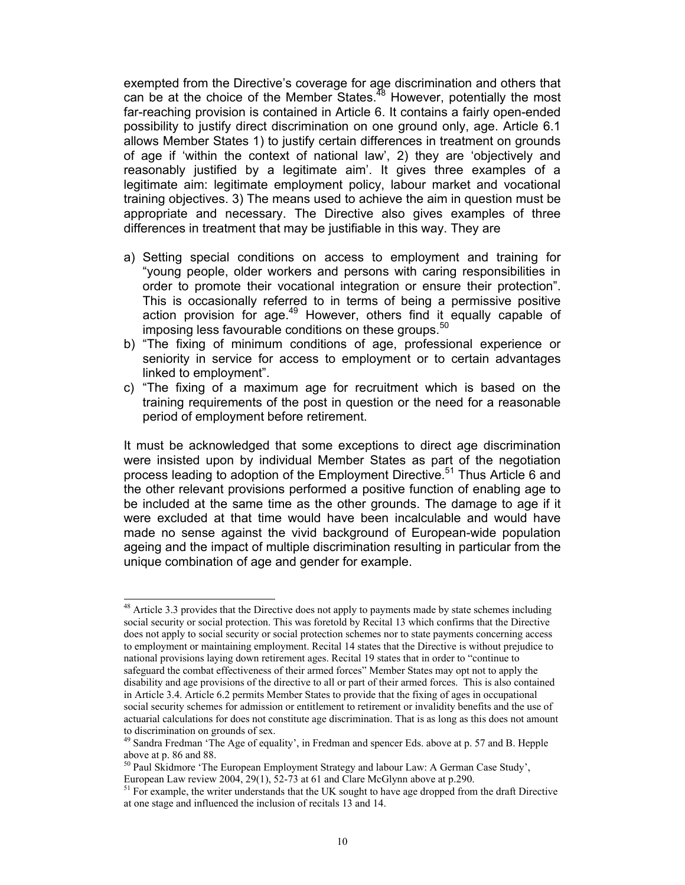exempted from the Directive's coverage for age discrimination and others that can be at the choice of the Member States.[48] However, potentially the most far-reaching provision is contained in Article 6. It contains a fairly open-ended possibility to justify direct discrimination on one ground only, age. Article 6.1 allows Member States 1) to justify certain differences in treatment on grounds of age if 'within the context of national law', 2) they are 'objectively and reasonably justified by a legitimate aim'. It gives three examples of a legitimate aim: legitimate employment policy, labour market and vocational training objectives. 3) The means used to achieve the aim in question must be appropriate and necessary. The Directive also gives examples of three differences in treatment that may be justifiable in this way. They are

a) Setting special conditions on access to employment and training for "young people, older workers and persons with caring responsibilities in order to promote their vocational integration or ensure their protection". This is occasionally referred to in terms of being a permissive positive action provision for age.[49] However, others find it equally capable of imposing less favourable conditions on these groups.[50]
b) "The fixing of minimum conditions of age, professional experience or seniority in service for access to employment or to certain advantages linked to employment".
c) "The fixing of a maximum age for recruitment which is based on the training requirements of the post in question or the need for a reasonable period of employment before retirement.

It must be acknowledged that some exceptions to direct age discrimination were insisted upon by individual Member States as part of the negotiation process leading to adoption of the Employment Directive.[51] Thus Article 6 and the other relevant provisions performed a positive function of enabling age to be included at the same time as the other grounds. The damage to age if it were excluded at that time would have been incalculable and would have made no sense against the vivid background of European-wide population ageing and the impact of multiple discrimination resulting in particular from the unique combination of age and gender for example.

---

[48] Article 3.3 provides that the Directive does not apply to payments made by state schemes including social security or social protection. This was foretold by Recital 13 which confirms that the Directive does not apply to social security or social protection schemes nor to state payments concerning access to employment or maintaining employment. Recital 14 states that the Directive is without prejudice to national provisions laying down retirement ages. Recital 19 states that in order to "continue to safeguard the combat effectiveness of their armed forces" Member States may opt not to apply the disability and age provisions of the directive to all or part of their armed forces. This is also contained in Article 3.4. Article 6.2 permits Member States to provide that the fixing of ages in occupational social security schemes for admission or entitlement to retirement or invalidity benefits and the use of actuarial calculations for does not constitute age discrimination. That is as long as this does not amount to discrimination on grounds of sex.

[49] Sandra Fredman 'The Age of equality', in Fredman and spencer Eds. above at p. 57 and B. Hepple above at p. 86 and 88.

[50] Paul Skidmore 'The European Employment Strategy and labour Law: A German Case Study', European Law review 2004, 29(1), 52-73 at 61 and Clare McGlynn above at p.290.

[51] For example, the writer understands that the UK sought to have age dropped from the draft Directive at one stage and influenced the inclusion of recitals 13 and 14.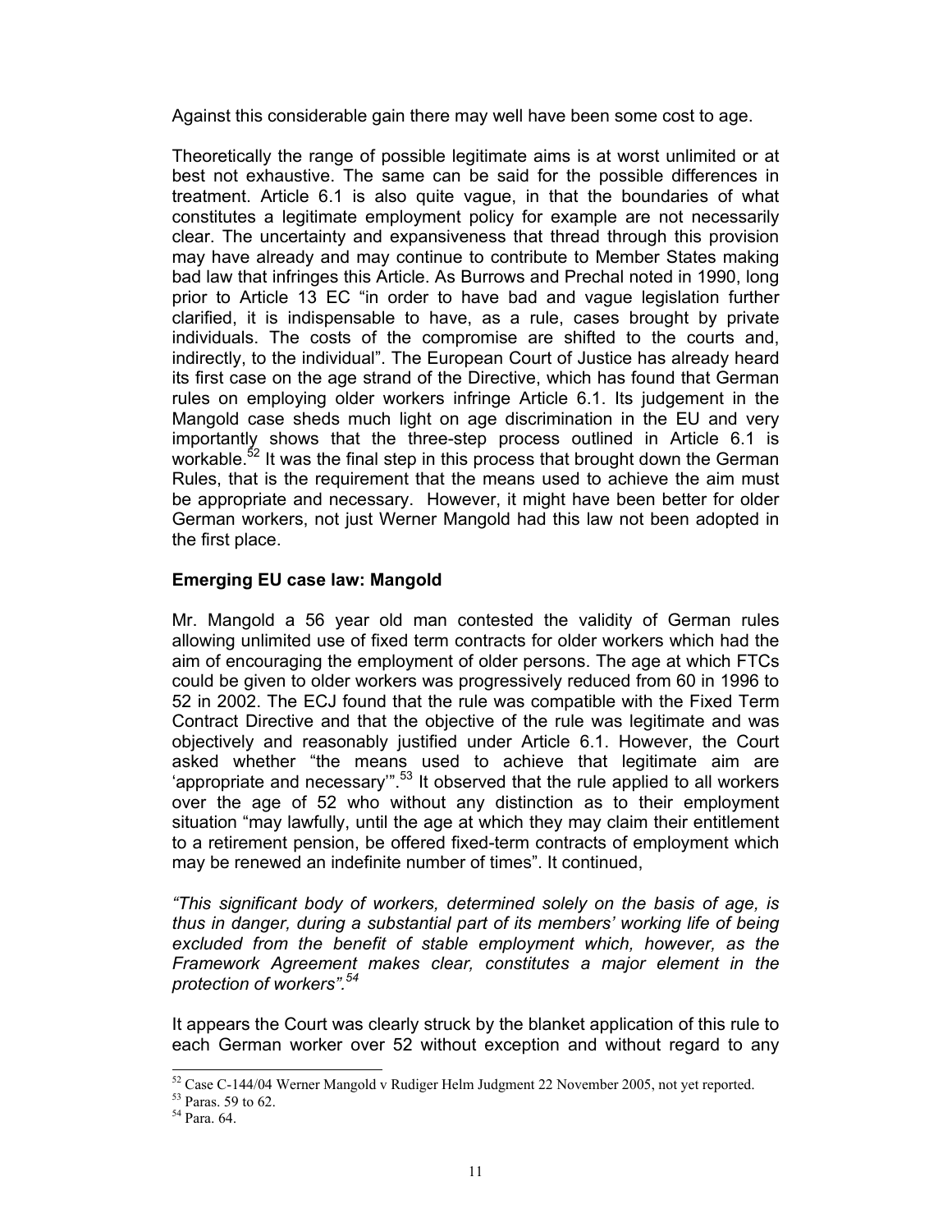Against this considerable gain there may well have been some cost to age.

Theoretically the range of possible legitimate aims is at worst unlimited or at best not exhaustive. The same can be said for the possible differences in treatment. Article 6.1 is also quite vague, in that the boundaries of what constitutes a legitimate employment policy for example are not necessarily clear. The uncertainty and expansiveness that thread through this provision may have already and may continue to contribute to Member States making bad law that infringes this Article. As Burrows and Prechal noted in 1990, long prior to Article 13 EC "in order to have bad and vague legislation further clarified, it is indispensable to have, as a rule, cases brought by private individuals. The costs of the compromise are shifted to the courts and, indirectly, to the individual". The European Court of Justice has already heard its first case on the age strand of the Directive, which has found that German rules on employing older workers infringe Article 6.1. Its judgement in the Mangold case sheds much light on age discrimination in the EU and very importantly shows that the three-step process outlined in Article 6.1 is workable.[52] It was the final step in this process that brought down the German Rules, that is the requirement that the means used to achieve the aim must be appropriate and necessary. However, it might have been better for older German workers, not just Werner Mangold had this law not been adopted in the first place.

**Emerging EU case law: Mangold**

Mr. Mangold a 56 year old man contested the validity of German rules allowing unlimited use of fixed term contracts for older workers which had the aim of encouraging the employment of older persons. The age at which FTCs could be given to older workers was progressively reduced from 60 in 1996 to 52 in 2002. The ECJ found that the rule was compatible with the Fixed Term Contract Directive and that the objective of the rule was legitimate and was objectively and reasonably justified under Article 6.1. However, the Court asked whether "the means used to achieve that legitimate aim are 'appropriate and necessary'".[53] It observed that the rule applied to all workers over the age of 52 who without any distinction as to their employment situation "may lawfully, until the age at which they may claim their entitlement to a retirement pension, be offered fixed-term contracts of employment which may be renewed an indefinite number of times". It continued,

*"This significant body of workers, determined solely on the basis of age, is thus in danger, during a substantial part of its members' working life of being excluded from the benefit of stable employment which, however, as the Framework Agreement makes clear, constitutes a major element in the protection of workers".[54]*

It appears the Court was clearly struck by the blanket application of this rule to each German worker over 52 without exception and without regard to any

[52] Case C-144/04 Werner Mangold v Rudiger Helm Judgment 22 November 2005, not yet reported.

[53] Paras. 59 to 62.

[54] Para. 64.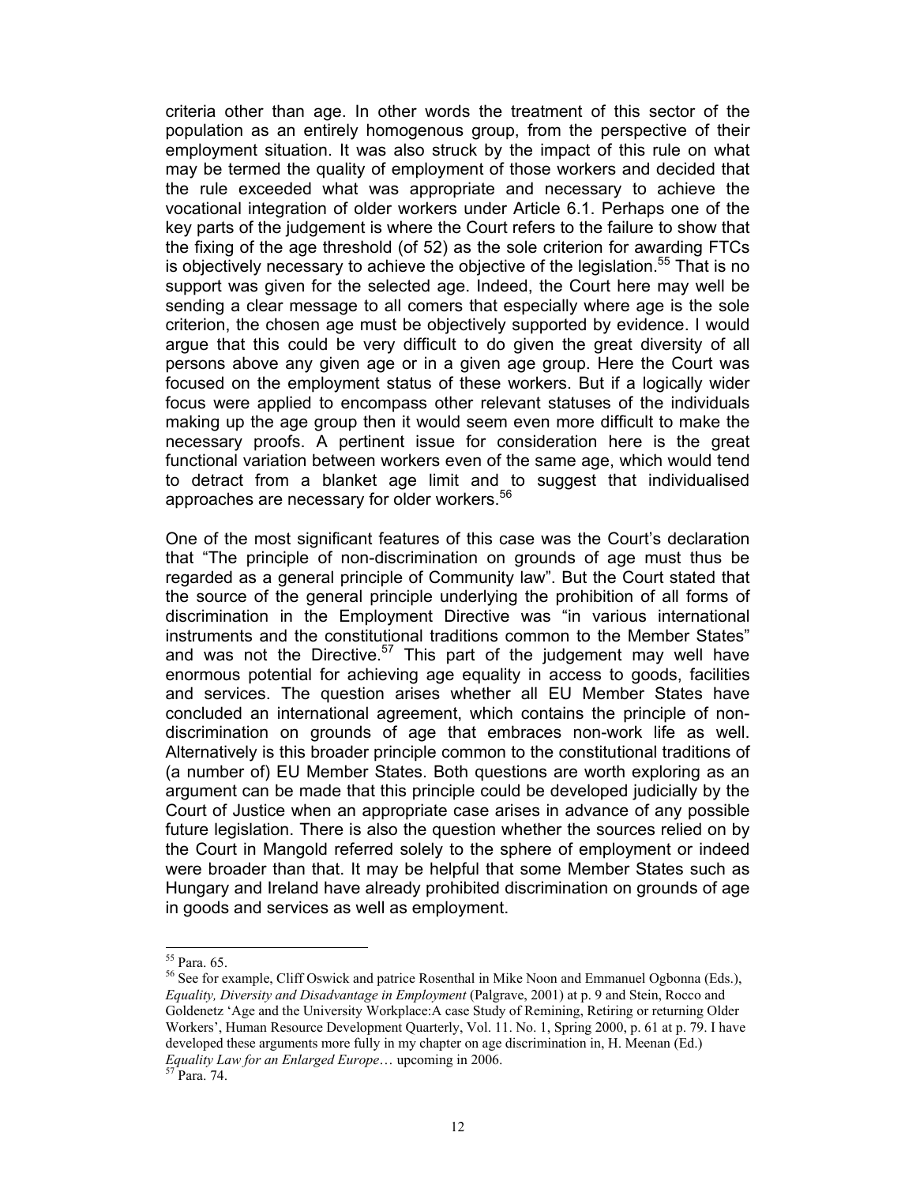criteria other than age. In other words the treatment of this sector of the population as an entirely homogenous group, from the perspective of their employment situation. It was also struck by the impact of this rule on what may be termed the quality of employment of those workers and decided that the rule exceeded what was appropriate and necessary to achieve the vocational integration of older workers under Article 6.1. Perhaps one of the key parts of the judgement is where the Court refers to the failure to show that the fixing of the age threshold (of 52) as the sole criterion for awarding FTCs is objectively necessary to achieve the objective of the legislation.[55] That is no support was given for the selected age. Indeed, the Court here may well be sending a clear message to all comers that especially where age is the sole criterion, the chosen age must be objectively supported by evidence. I would argue that this could be very difficult to do given the great diversity of all persons above any given age or in a given age group. Here the Court was focused on the employment status of these workers. But if a logically wider focus were applied to encompass other relevant statuses of the individuals making up the age group then it would seem even more difficult to make the necessary proofs. A pertinent issue for consideration here is the great functional variation between workers even of the same age, which would tend to detract from a blanket age limit and to suggest that individualised approaches are necessary for older workers.[56]

One of the most significant features of this case was the Court's declaration that "The principle of non-discrimination on grounds of age must thus be regarded as a general principle of Community law". But the Court stated that the source of the general principle underlying the prohibition of all forms of discrimination in the Employment Directive was "in various international instruments and the constitutional traditions common to the Member States" and was not the Directive.[57] This part of the judgement may well have enormous potential for achieving age equality in access to goods, facilities and services. The question arises whether all EU Member States have concluded an international agreement, which contains the principle of non-discrimination on grounds of age that embraces non-work life as well. Alternatively is this broader principle common to the constitutional traditions of (a number of) EU Member States. Both questions are worth exploring as an argument can be made that this principle could be developed judicially by the Court of Justice when an appropriate case arises in advance of any possible future legislation. There is also the question whether the sources relied on by the Court in Mangold referred solely to the sphere of employment or indeed were broader than that. It may be helpful that some Member States such as Hungary and Ireland have already prohibited discrimination on grounds of age in goods and services as well as employment.

---

[55] Para. 65.

[56] See for example, Cliff Oswick and patrice Rosenthal in Mike Noon and Emmanuel Ogbonna (Eds.), *Equality, Diversity and Disadvantage in Employment* (Palgrave, 2001) at p. 9 and Stein, Rocco and Goldenetz 'Age and the University Workplace:A case Study of Remining, Retiring or returning Older Workers', Human Resource Development Quarterly, Vol. 11. No. 1, Spring 2000, p. 61 at p. 79. I have developed these arguments more fully in my chapter on age discrimination in, H. Meenan (Ed.) *Equality Law for an Enlarged Europe*… upcoming in 2006.

[57] Para. 74.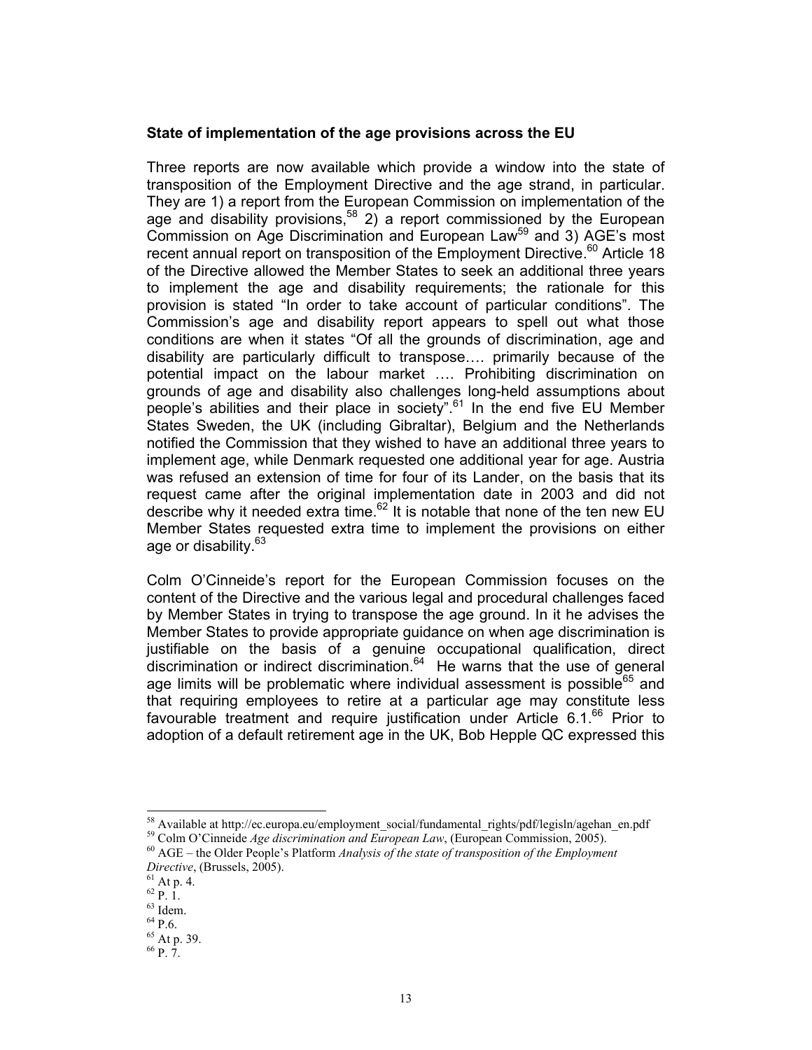**State of implementation of the age provisions across the EU**

Three reports are now available which provide a window into the state of transposition of the Employment Directive and the age strand, in particular. They are 1) a report from the European Commission on implementation of the age and disability provisions,[58] 2) a report commissioned by the European Commission on Age Discrimination and European Law[59] and 3) AGE's most recent annual report on transposition of the Employment Directive.[60] Article 18 of the Directive allowed the Member States to seek an additional three years to implement the age and disability requirements; the rationale for this provision is stated "In order to take account of particular conditions". The Commission's age and disability report appears to spell out what those conditions are when it states "Of all the grounds of discrimination, age and disability are particularly difficult to transpose…. primarily because of the potential impact on the labour market …. Prohibiting discrimination on grounds of age and disability also challenges long-held assumptions about people's abilities and their place in society".[61] In the end five EU Member States Sweden, the UK (including Gibraltar), Belgium and the Netherlands notified the Commission that they wished to have an additional three years to implement age, while Denmark requested one additional year for age. Austria was refused an extension of time for four of its Lander, on the basis that its request came after the original implementation date in 2003 and did not describe why it needed extra time.[62] It is notable that none of the ten new EU Member States requested extra time to implement the provisions on either age or disability.[63]

Colm O'Cinneide's report for the European Commission focuses on the content of the Directive and the various legal and procedural challenges faced by Member States in trying to transpose the age ground. In it he advises the Member States to provide appropriate guidance on when age discrimination is justifiable on the basis of a genuine occupational qualification, direct discrimination or indirect discrimination.[64] He warns that the use of general age limits will be problematic where individual assessment is possible[65] and that requiring employees to retire at a particular age may constitute less favourable treatment and require justification under Article 6.1.[66] Prior to adoption of a default retirement age in the UK, Bob Hepple QC expressed this

---

[58] Available at http://ec.europa.eu/employment_social/fundamental_rights/pdf/legisln/agehan_en.pdf

[59] Colm O'Cinneide *Age discrimination and European Law*, (European Commission, 2005).

[60] AGE – the Older People's Platform *Analysis of the state of transposition of the Employment Directive*, (Brussels, 2005).

[61] At p. 4.

[62] P. 1.

[63] Idem.

[64] P.6.

[65] At p. 39.

[66] P. 7.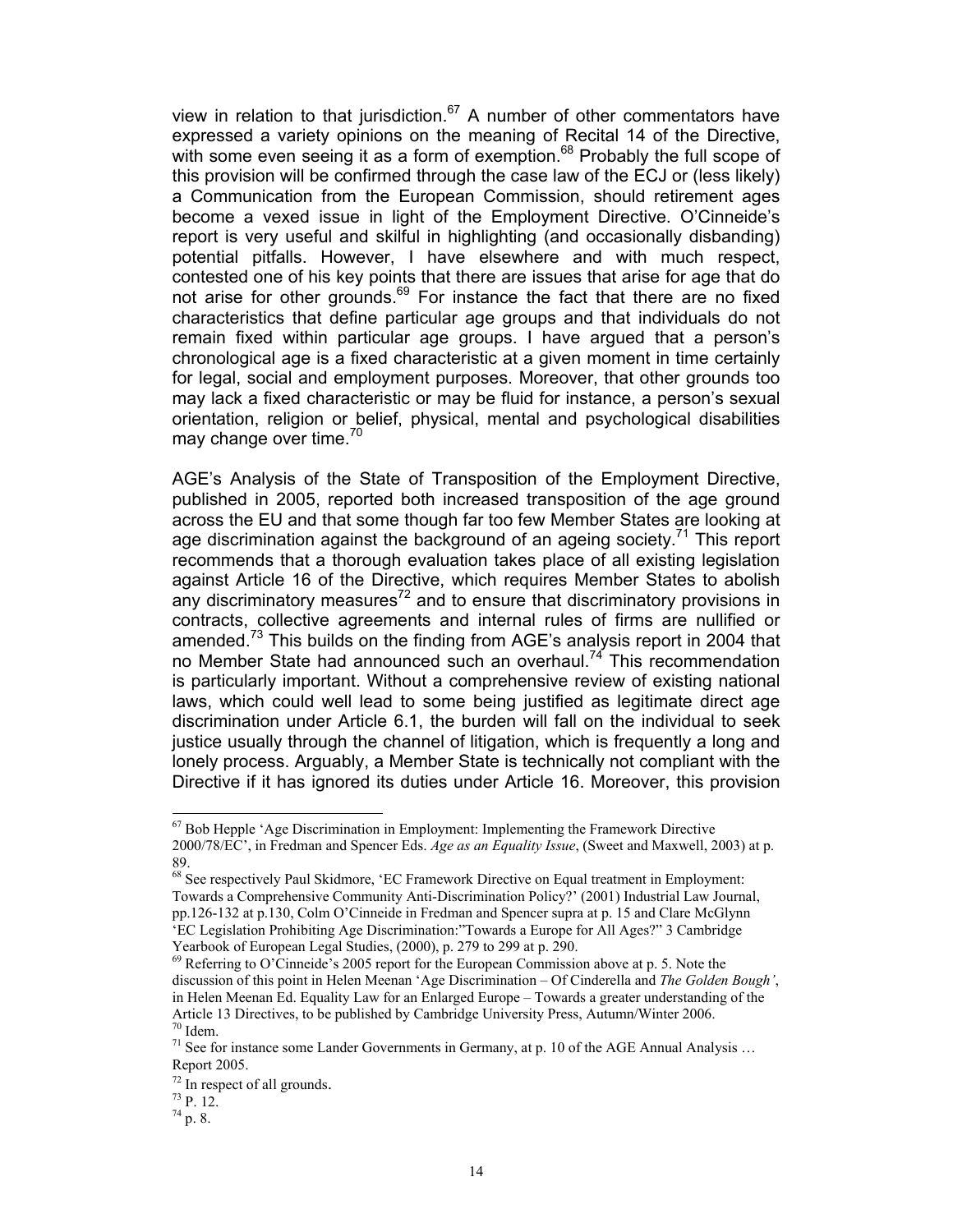view in relation to that jurisdiction.[67] A number of other commentators have expressed a variety opinions on the meaning of Recital 14 of the Directive, with some even seeing it as a form of exemption.[68] Probably the full scope of this provision will be confirmed through the case law of the ECJ or (less likely) a Communication from the European Commission, should retirement ages become a vexed issue in light of the Employment Directive. O'Cinneide's report is very useful and skilful in highlighting (and occasionally disbanding) potential pitfalls. However, I have elsewhere and with much respect, contested one of his key points that there are issues that arise for age that do not arise for other grounds.[69] For instance the fact that there are no fixed characteristics that define particular age groups and that individuals do not remain fixed within particular age groups. I have argued that a person's chronological age is a fixed characteristic at a given moment in time certainly for legal, social and employment purposes. Moreover, that other grounds too may lack a fixed characteristic or may be fluid for instance, a person's sexual orientation, religion or belief, physical, mental and psychological disabilities may change over time.[70]

AGE's Analysis of the State of Transposition of the Employment Directive, published in 2005, reported both increased transposition of the age ground across the EU and that some though far too few Member States are looking at age discrimination against the background of an ageing society.[71] This report recommends that a thorough evaluation takes place of all existing legislation against Article 16 of the Directive, which requires Member States to abolish any discriminatory measures[72] and to ensure that discriminatory provisions in contracts, collective agreements and internal rules of firms are nullified or amended.[73] This builds on the finding from AGE's analysis report in 2004 that no Member State had announced such an overhaul.[74] This recommendation is particularly important. Without a comprehensive review of existing national laws, which could well lead to some being justified as legitimate direct age discrimination under Article 6.1, the burden will fall on the individual to seek justice usually through the channel of litigation, which is frequently a long and lonely process. Arguably, a Member State is technically not compliant with the Directive if it has ignored its duties under Article 16. Moreover, this provision

---

[67] Bob Hepple 'Age Discrimination in Employment: Implementing the Framework Directive 2000/78/EC', in Fredman and Spencer Eds. *Age as an Equality Issue*, (Sweet and Maxwell, 2003) at p. 89.

[68] See respectively Paul Skidmore, 'EC Framework Directive on Equal treatment in Employment: Towards a Comprehensive Community Anti-Discrimination Policy?' (2001) Industrial Law Journal, pp.126-132 at p.130, Colm O'Cinneide in Fredman and Spencer supra at p. 15 and Clare McGlynn 'EC Legislation Prohibiting Age Discrimination:"Towards a Europe for All Ages?" 3 Cambridge Yearbook of European Legal Studies, (2000), p. 279 to 299 at p. 290.

[69] Referring to O'Cinneide's 2005 report for the European Commission above at p. 5. Note the discussion of this point in Helen Meenan 'Age Discrimination – Of Cinderella and *The Golden Bough'*, in Helen Meenan Ed. Equality Law for an Enlarged Europe – Towards a greater understanding of the Article 13 Directives, to be published by Cambridge University Press, Autumn/Winter 2006.

[70] Idem.

[71] See for instance some Lander Governments in Germany, at p. 10 of the AGE Annual Analysis … Report 2005.

[72] In respect of all grounds.

[73] P. 12.

[74] p. 8.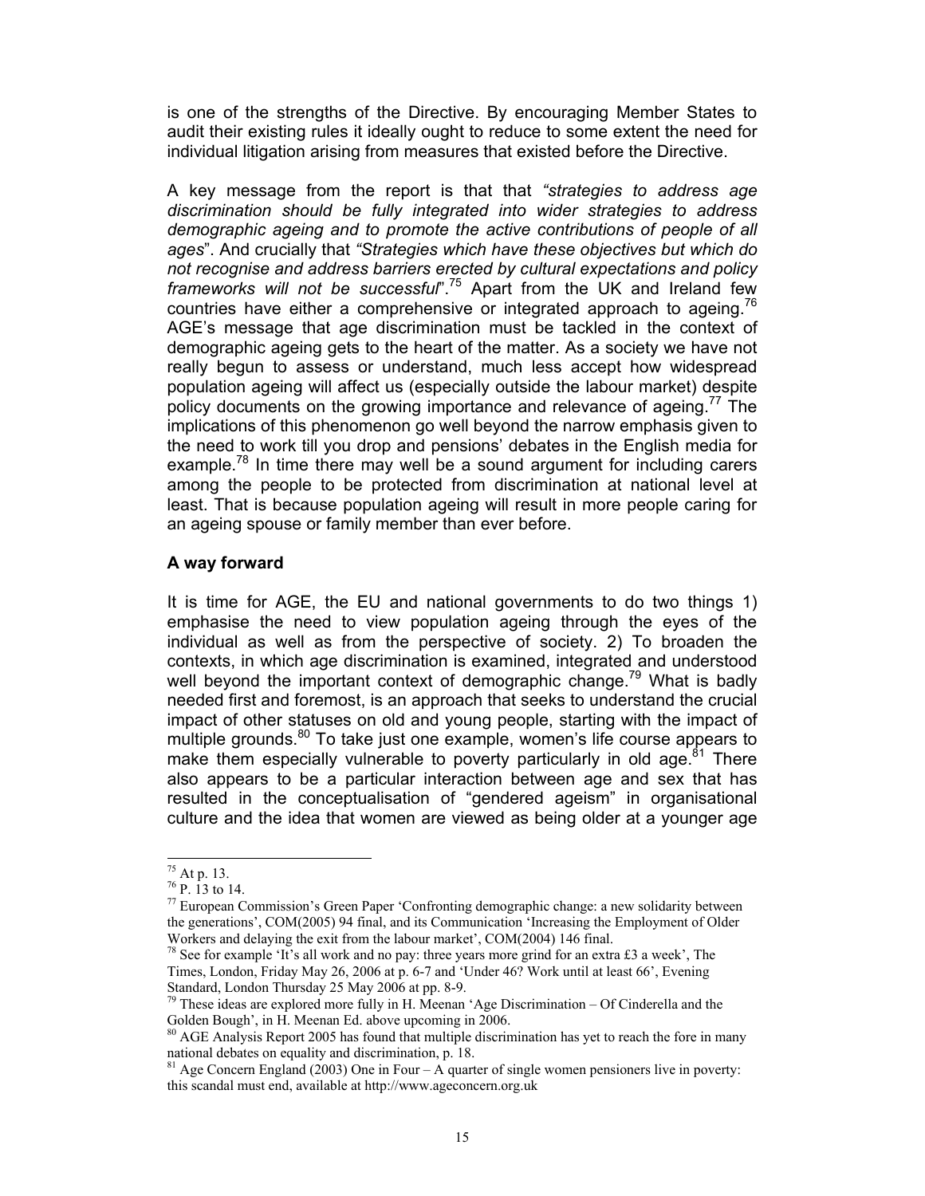is one of the strengths of the Directive. By encouraging Member States to audit their existing rules it ideally ought to reduce to some extent the need for individual litigation arising from measures that existed before the Directive.

A key message from the report is that that *"strategies to address age discrimination should be fully integrated into wider strategies to address demographic ageing and to promote the active contributions of people of all ages*". And crucially that *"Strategies which have these objectives but which do not recognise and address barriers erected by cultural expectations and policy frameworks will not be successful*".[75] Apart from the UK and Ireland few countries have either a comprehensive or integrated approach to ageing.[76] AGE's message that age discrimination must be tackled in the context of demographic ageing gets to the heart of the matter. As a society we have not really begun to assess or understand, much less accept how widespread population ageing will affect us (especially outside the labour market) despite policy documents on the growing importance and relevance of ageing.[77] The implications of this phenomenon go well beyond the narrow emphasis given to the need to work till you drop and pensions' debates in the English media for example.[78] In time there may well be a sound argument for including carers among the people to be protected from discrimination at national level at least. That is because population ageing will result in more people caring for an ageing spouse or family member than ever before.

### A way forward

It is time for AGE, the EU and national governments to do two things 1) emphasise the need to view population ageing through the eyes of the individual as well as from the perspective of society. 2) To broaden the contexts, in which age discrimination is examined, integrated and understood well beyond the important context of demographic change.[79] What is badly needed first and foremost, is an approach that seeks to understand the crucial impact of other statuses on old and young people, starting with the impact of multiple grounds.[80] To take just one example, women's life course appears to make them especially vulnerable to poverty particularly in old age.[81] There also appears to be a particular interaction between age and sex that has resulted in the conceptualisation of "gendered ageism" in organisational culture and the idea that women are viewed as being older at a younger age

---

[75] At p. 13.

[76] P. 13 to 14.

[77] European Commission's Green Paper 'Confronting demographic change: a new solidarity between the generations', COM(2005) 94 final, and its Communication 'Increasing the Employment of Older Workers and delaying the exit from the labour market', COM(2004) 146 final.

[78] See for example 'It's all work and no pay: three years more grind for an extra £3 a week', The Times, London, Friday May 26, 2006 at p. 6-7 and 'Under 46? Work until at least 66', Evening Standard, London Thursday 25 May 2006 at pp. 8-9.

[79] These ideas are explored more fully in H. Meenan 'Age Discrimination – Of Cinderella and the Golden Bough', in H. Meenan Ed. above upcoming in 2006.

[80] AGE Analysis Report 2005 has found that multiple discrimination has yet to reach the fore in many national debates on equality and discrimination, p. 18.

[81] Age Concern England (2003) One in Four – A quarter of single women pensioners live in poverty: this scandal must end, available at http://www.ageconcern.org.uk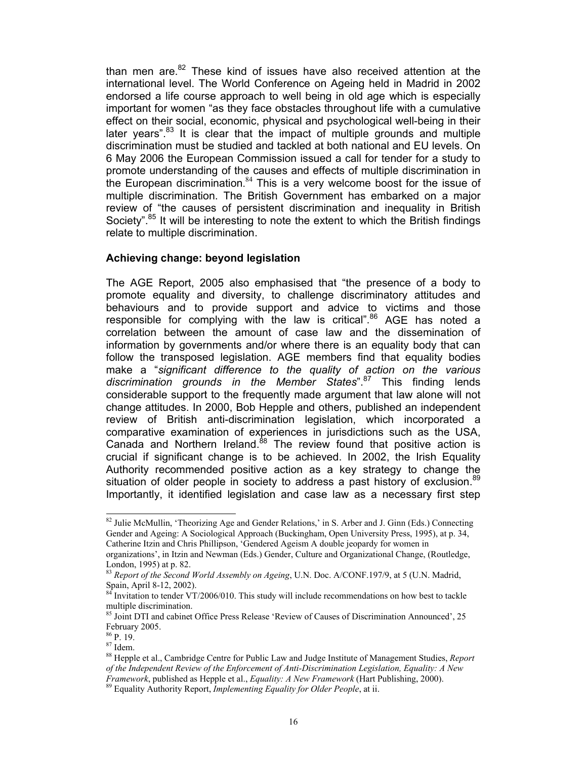than men are.[82] These kind of issues have also received attention at the international level. The World Conference on Ageing held in Madrid in 2002 endorsed a life course approach to well being in old age which is especially important for women "as they face obstacles throughout life with a cumulative effect on their social, economic, physical and psychological well-being in their later years".[83] It is clear that the impact of multiple grounds and multiple discrimination must be studied and tackled at both national and EU levels. On 6 May 2006 the European Commission issued a call for tender for a study to promote understanding of the causes and effects of multiple discrimination in the European discrimination.[84] This is a very welcome boost for the issue of multiple discrimination. The British Government has embarked on a major review of "the causes of persistent discrimination and inequality in British Society".[85] It will be interesting to note the extent to which the British findings relate to multiple discrimination.

**Achieving change: beyond legislation**

The AGE Report, 2005 also emphasised that "the presence of a body to promote equality and diversity, to challenge discriminatory attitudes and behaviours and to provide support and advice to victims and those responsible for complying with the law is critical".[86] AGE has noted a correlation between the amount of case law and the dissemination of information by governments and/or where there is an equality body that can follow the transposed legislation. AGE members find that equality bodies make a "*significant difference to the quality of action on the various discrimination grounds in the Member States*".[87] This finding lends considerable support to the frequently made argument that law alone will not change attitudes. In 2000, Bob Hepple and others, published an independent review of British anti-discrimination legislation, which incorporated a comparative examination of experiences in jurisdictions such as the USA, Canada and Northern Ireland.[88] The review found that positive action is crucial if significant change is to be achieved. In 2002, the Irish Equality Authority recommended positive action as a key strategy to change the situation of older people in society to address a past history of exclusion.[89] Importantly, it identified legislation and case law as a necessary first step

---

[82] Julie McMullin, 'Theorizing Age and Gender Relations,' in S. Arber and J. Ginn (Eds.) Connecting Gender and Ageing: A Sociological Approach (Buckingham, Open University Press, 1995), at p. 34, Catherine Itzin and Chris Phillipson, 'Gendered Ageism A double jeopardy for women in organizations', in Itzin and Newman (Eds.) Gender, Culture and Organizational Change, (Routledge, London, 1995) at p. 82.

[83] *Report of the Second World Assembly on Ageing*, U.N. Doc. A/CONF.197/9, at 5 (U.N. Madrid, Spain, April 8-12, 2002).

[84] Invitation to tender VT/2006/010. This study will include recommendations on how best to tackle multiple discrimination.

[85] Joint DTI and cabinet Office Press Release 'Review of Causes of Discrimination Announced', 25 February 2005.

[86] P. 19.

[87] Idem.

[88] Hepple et al., Cambridge Centre for Public Law and Judge Institute of Management Studies, *Report of the Independent Review of the Enforcement of Anti-Discrimination Legislation, Equality: A New Framework*, published as Hepple et al., *Equality: A New Framework* (Hart Publishing, 2000).

[89] Equality Authority Report, *Implementing Equality for Older People*, at ii.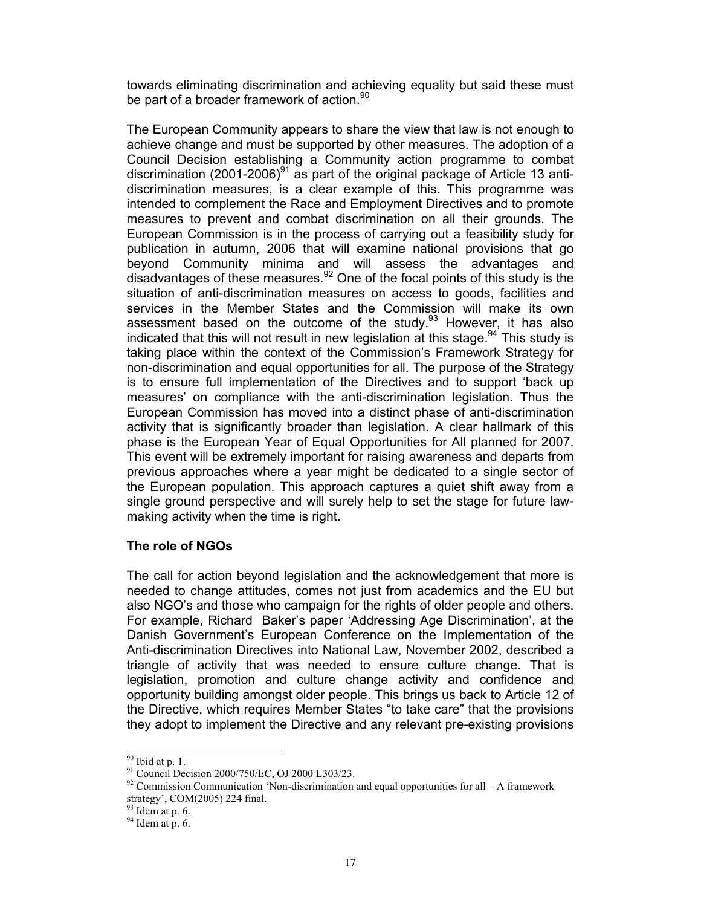towards eliminating discrimination and achieving equality but said these must be part of a broader framework of action.[90]

The European Community appears to share the view that law is not enough to achieve change and must be supported by other measures. The adoption of a Council Decision establishing a Community action programme to combat discrimination (2001-2006)[91] as part of the original package of Article 13 anti-discrimination measures, is a clear example of this. This programme was intended to complement the Race and Employment Directives and to promote measures to prevent and combat discrimination on all their grounds. The European Commission is in the process of carrying out a feasibility study for publication in autumn, 2006 that will examine national provisions that go beyond Community minima and will assess the advantages and disadvantages of these measures.[92] One of the focal points of this study is the situation of anti-discrimination measures on access to goods, facilities and services in the Member States and the Commission will make its own assessment based on the outcome of the study.[93] However, it has also indicated that this will not result in new legislation at this stage.[94] This study is taking place within the context of the Commission's Framework Strategy for non-discrimination and equal opportunities for all. The purpose of the Strategy is to ensure full implementation of the Directives and to support 'back up measures' on compliance with the anti-discrimination legislation. Thus the European Commission has moved into a distinct phase of anti-discrimination activity that is significantly broader than legislation. A clear hallmark of this phase is the European Year of Equal Opportunities for All planned for 2007. This event will be extremely important for raising awareness and departs from previous approaches where a year might be dedicated to a single sector of the European population. This approach captures a quiet shift away from a single ground perspective and will surely help to set the stage for future law-making activity when the time is right.

**The role of NGOs**

The call for action beyond legislation and the acknowledgement that more is needed to change attitudes, comes not just from academics and the EU but also NGO's and those who campaign for the rights of older people and others. For example, Richard Baker's paper 'Addressing Age Discrimination', at the Danish Government's European Conference on the Implementation of the Anti-discrimination Directives into National Law, November 2002, described a triangle of activity that was needed to ensure culture change. That is legislation, promotion and culture change activity and confidence and opportunity building amongst older people. This brings us back to Article 12 of the Directive, which requires Member States "to take care" that the provisions they adopt to implement the Directive and any relevant pre-existing provisions

---

[90] Ibid at p. 1.

[91] Council Decision 2000/750/EC, OJ 2000 L303/23.

[92] Commission Communication 'Non-discrimination and equal opportunities for all – A framework strategy', COM(2005) 224 final.

[93] Idem at p. 6.

[94] Idem at p. 6.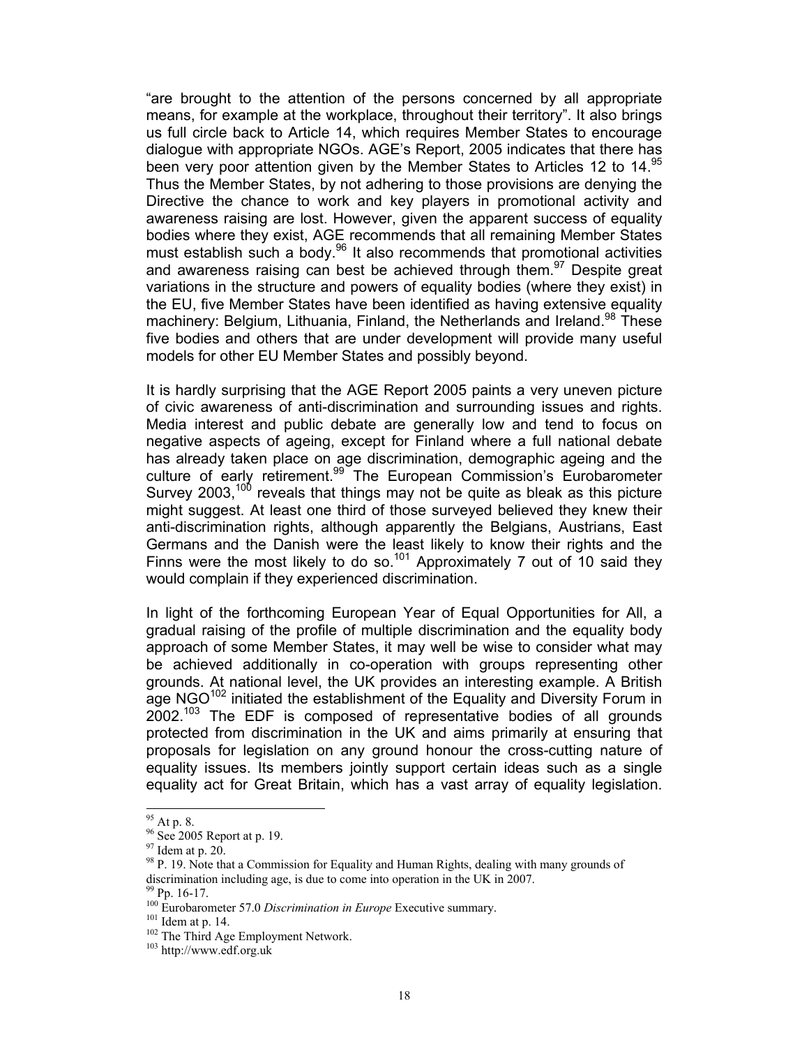"are brought to the attention of the persons concerned by all appropriate means, for example at the workplace, throughout their territory". It also brings us full circle back to Article 14, which requires Member States to encourage dialogue with appropriate NGOs. AGE's Report, 2005 indicates that there has been very poor attention given by the Member States to Articles 12 to 14.[95] Thus the Member States, by not adhering to those provisions are denying the Directive the chance to work and key players in promotional activity and awareness raising are lost. However, given the apparent success of equality bodies where they exist, AGE recommends that all remaining Member States must establish such a body.[96] It also recommends that promotional activities and awareness raising can best be achieved through them.[97] Despite great variations in the structure and powers of equality bodies (where they exist) in the EU, five Member States have been identified as having extensive equality machinery: Belgium, Lithuania, Finland, the Netherlands and Ireland.[98] These five bodies and others that are under development will provide many useful models for other EU Member States and possibly beyond.

It is hardly surprising that the AGE Report 2005 paints a very uneven picture of civic awareness of anti-discrimination and surrounding issues and rights. Media interest and public debate are generally low and tend to focus on negative aspects of ageing, except for Finland where a full national debate has already taken place on age discrimination, demographic ageing and the culture of early retirement.[99] The European Commission's Eurobarometer Survey 2003,[100] reveals that things may not be quite as bleak as this picture might suggest. At least one third of those surveyed believed they knew their anti-discrimination rights, although apparently the Belgians, Austrians, East Germans and the Danish were the least likely to know their rights and the Finns were the most likely to do so.[101] Approximately 7 out of 10 said they would complain if they experienced discrimination.

In light of the forthcoming European Year of Equal Opportunities for All, a gradual raising of the profile of multiple discrimination and the equality body approach of some Member States, it may well be wise to consider what may be achieved additionally in co-operation with groups representing other grounds. At national level, the UK provides an interesting example. A British age NGO[102] initiated the establishment of the Equality and Diversity Forum in 2002.[103] The EDF is composed of representative bodies of all grounds protected from discrimination in the UK and aims primarily at ensuring that proposals for legislation on any ground honour the cross-cutting nature of equality issues. Its members jointly support certain ideas such as a single equality act for Great Britain, which has a vast array of equality legislation.

---

[95] At p. 8.

[96] See 2005 Report at p. 19.

[97] Idem at p. 20.

[98] P. 19. Note that a Commission for Equality and Human Rights, dealing with many grounds of discrimination including age, is due to come into operation in the UK in 2007.

[99] Pp. 16-17.

[100] Eurobarometer 57.0 *Discrimination in Europe* Executive summary.

[101] Idem at p. 14.

[102] The Third Age Employment Network.

[103] http://www.edf.org.uk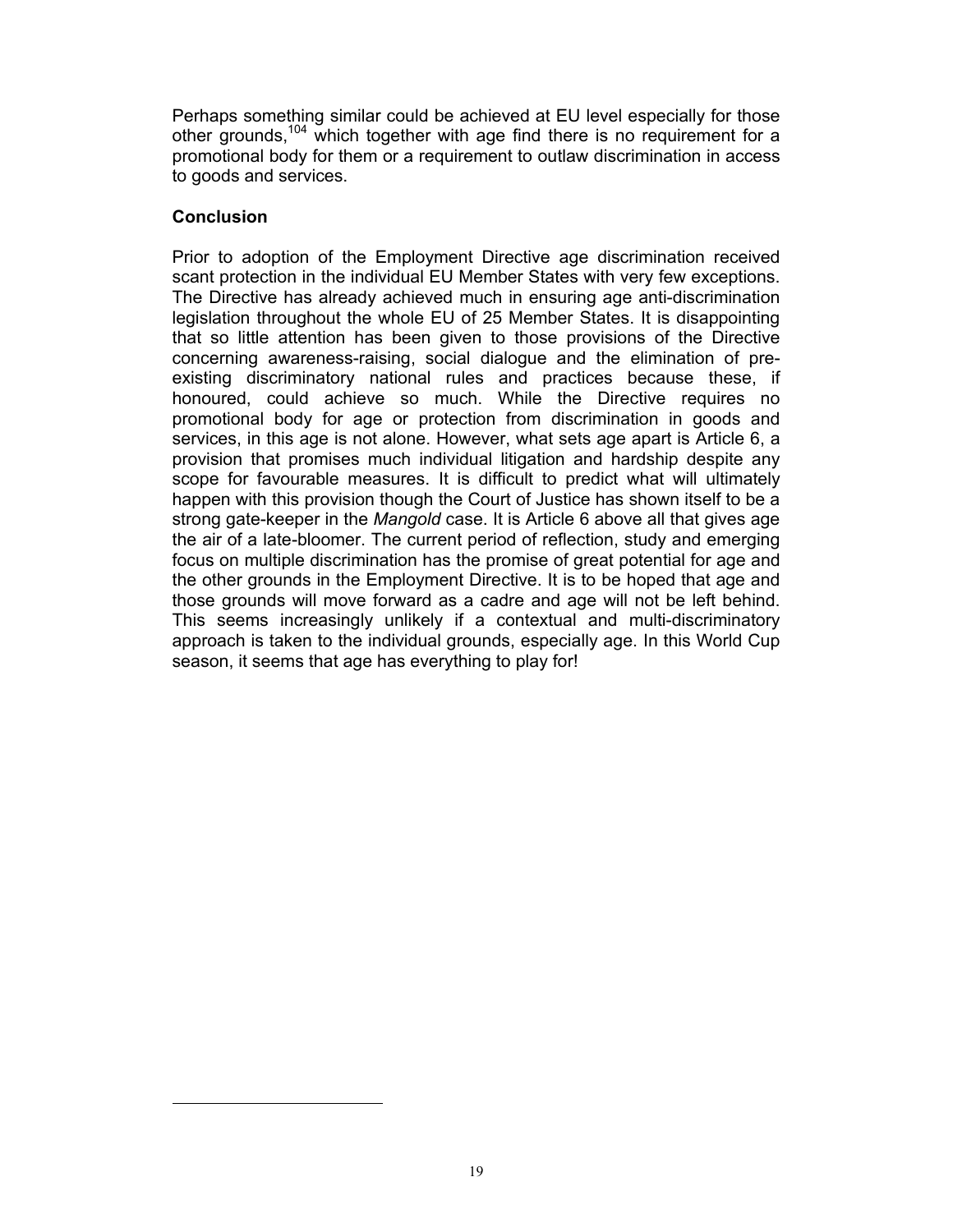Perhaps something similar could be achieved at EU level especially for those other grounds,[104] which together with age find there is no requirement for a promotional body for them or a requirement to outlaw discrimination in access to goods and services.

## Conclusion

Prior to adoption of the Employment Directive age discrimination received scant protection in the individual EU Member States with very few exceptions. The Directive has already achieved much in ensuring age anti-discrimination legislation throughout the whole EU of 25 Member States. It is disappointing that so little attention has been given to those provisions of the Directive concerning awareness-raising, social dialogue and the elimination of pre-existing discriminatory national rules and practices because these, if honoured, could achieve so much. While the Directive requires no promotional body for age or protection from discrimination in goods and services, in this age is not alone. However, what sets age apart is Article 6, a provision that promises much individual litigation and hardship despite any scope for favourable measures. It is difficult to predict what will ultimately happen with this provision though the Court of Justice has shown itself to be a strong gate-keeper in the *Mangold* case. It is Article 6 above all that gives age the air of a late-bloomer. The current period of reflection, study and emerging focus on multiple discrimination has the promise of great potential for age and the other grounds in the Employment Directive. It is to be hoped that age and those grounds will move forward as a cadre and age will not be left behind. This seems increasingly unlikely if a contextual and multi-discriminatory approach is taken to the individual grounds, especially age. In this World Cup season, it seems that age has everything to play for!